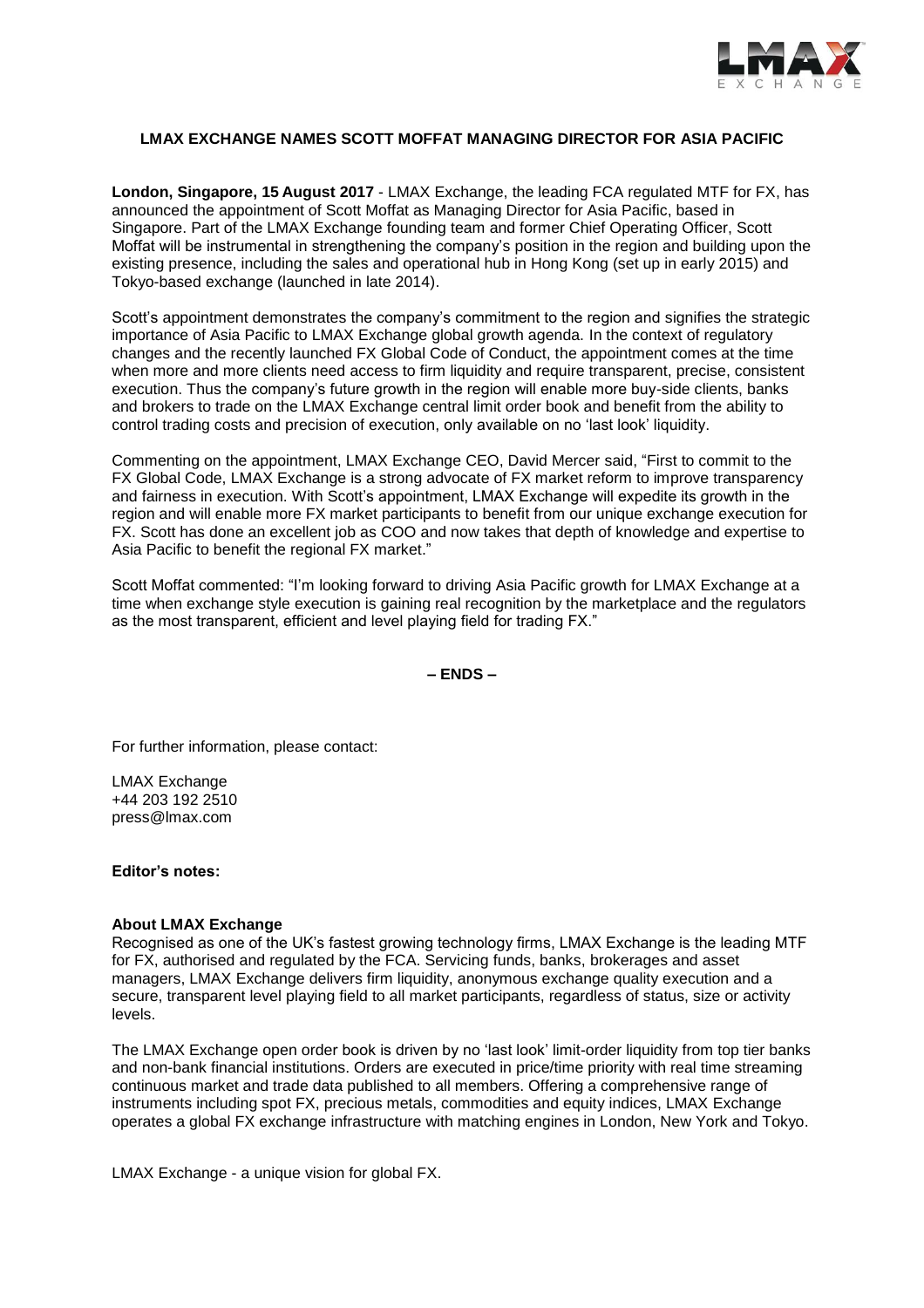## LMAX EXCHANGE NAMES SCOTT MOFFAT MANAGING DIRECTOR FOR ASIA PACIFIC

**London, Singapore, 15 August 2017** - LMAX Exchange, the leading FCA regulated MTF for FX, has announced the appointment of Scott Moffat as Managing Director for Asia Pacific, based in Singapore. Part of the LMAX Exchange founding team and former Chief Operating Officer, Scott Moffat will be instrumental in strengthening the company's position in the region and building upon the existing presence, including the sales and operational hub in Hong Kong (set up in early 2015) and Tokyo-based exchange (launched in late 2014).

Scott's appointment demonstrates the company's commitment to the region and signifies the strategic importance of Asia Pacific to LMAX Exchange global growth agenda. In the context of regulatory changes and the recently launched FX Global Code of Conduct, the appointment comes at the time when more and more clients need access to firm liquidity and require transparent, precise, consistent execution. Thus the company's future growth in the region will enable more buy-side clients, banks and brokers to trade on the LMAX Exchange central limit order book and benefit from the ability to control trading costs and precision of execution, only available on no 'last look' liquidity.

Commenting on the appointment, LMAX Exchange CEO, David Mercer said, "First to commit to the FX Global Code, LMAX Exchange is a strong advocate of FX market reform to improve transparency and fairness in execution. With Scott's appointment, LMAX Exchange will expedite its growth in the region and will enable more FX market participants to benefit from our unique exchange execution for FX. Scott has done an excellent job as COO and now takes that depth of knowledge and expertise to Asia Pacific to benefit the regional FX market."

Scott Moffat commented: "I'm looking forward to driving Asia Pacific growth for LMAX Exchange at a time when exchange style execution is gaining real recognition by the marketplace and the regulators as the most transparent, efficient and level playing field for trading FX."

**– ENDS –**

For further information, please contact:

LMAX Exchange
+44 203 192 2510
press@lmax.com

**Editor's notes:**

**About LMAX Exchange**

Recognised as one of the UK's fastest growing technology firms, LMAX Exchange is the leading MTF for FX, authorised and regulated by the FCA. Servicing funds, banks, brokerages and asset managers, LMAX Exchange delivers firm liquidity, anonymous exchange quality execution and a secure, transparent level playing field to all market participants, regardless of status, size or activity levels.

The LMAX Exchange open order book is driven by no 'last look' limit-order liquidity from top tier banks and non-bank financial institutions. Orders are executed in price/time priority with real time streaming continuous market and trade data published to all members. Offering a comprehensive range of instruments including spot FX, precious metals, commodities and equity indices, LMAX Exchange operates a global FX exchange infrastructure with matching engines in London, New York and Tokyo.

LMAX Exchange - a unique vision for global FX.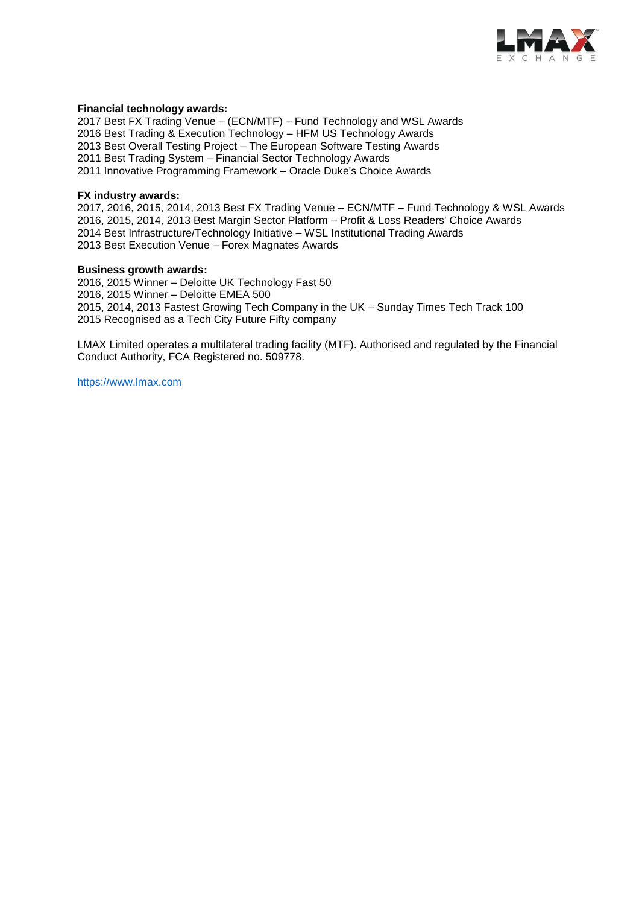**Financial technology awards:**

2017 Best FX Trading Venue – (ECN/MTF) – Fund Technology and WSL Awards
2016 Best Trading & Execution Technology – HFM US Technology Awards
2013 Best Overall Testing Project – The European Software Testing Awards
2011 Best Trading System – Financial Sector Technology Awards
2011 Innovative Programming Framework – Oracle Duke's Choice Awards

**FX industry awards:**

2017, 2016, 2015, 2014, 2013 Best FX Trading Venue – ECN/MTF – Fund Technology & WSL Awards
2016, 2015, 2014, 2013 Best Margin Sector Platform – Profit & Loss Readers' Choice Awards
2014 Best Infrastructure/Technology Initiative – WSL Institutional Trading Awards
2013 Best Execution Venue – Forex Magnates Awards

**Business growth awards:**

2016, 2015 Winner – Deloitte UK Technology Fast 50
2016, 2015 Winner – Deloitte EMEA 500
2015, 2014, 2013 Fastest Growing Tech Company in the UK – Sunday Times Tech Track 100
2015 Recognised as a Tech City Future Fifty company

LMAX Limited operates a multilateral trading facility (MTF). Authorised and regulated by the Financial Conduct Authority, FCA Registered no. 509778.

https://www.lmax.com